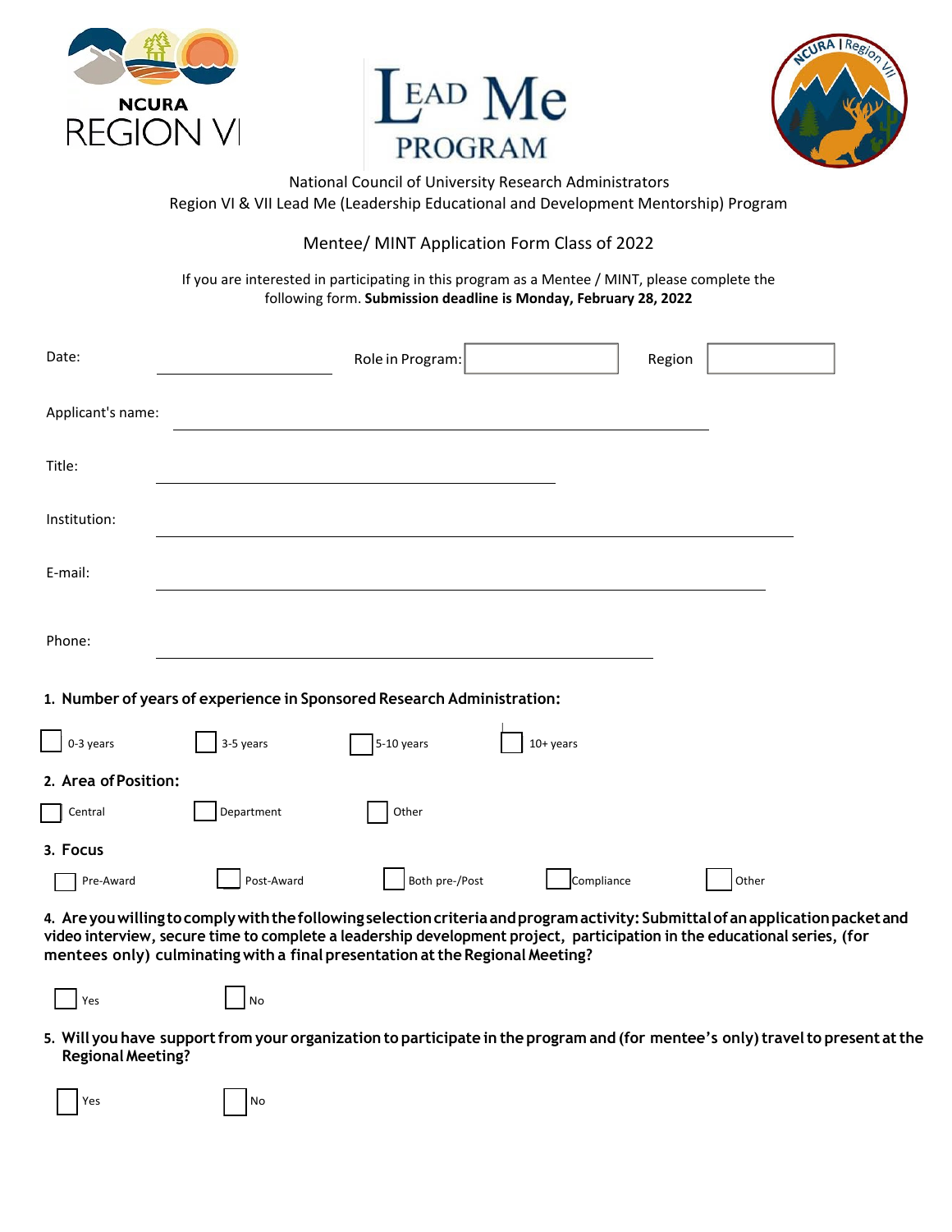NCURA REGION VI

LEAD Me PROGRAM

NCURA | Region VII

National Council of University Research Administrators
Region VI & VII Lead Me (Leadership Educational and Development Mentorship) Program

## Mentee/ MINT Application Form Class of 2022

If you are interested in participating in this program as a Mentee / MINT, please complete the following form. **Submission deadline is Monday, February 28, 2022**

Date: ________________ Role in Program: [ ] Region [ ]

Applicant's name: ________________________________

Title: ________________________________

Institution: ________________________________

E-mail: ________________________________

Phone: ________________________________

**1. Number of years of experience in Sponsored Research Administration:**

☐ 0-3 years ☐ 3-5 years ☐ 5-10 years ☐ 10+ years

**2. Area of Position:**

☐ Central ☐ Department ☐ Other

**3. Focus**

☐ Pre-Award ☐ Post-Award ☐ Both pre-/Post ☐ Compliance ☐ Other

**4. Are you willing to comply with the following selection criteria and program activity: Submittal of an application packet and video interview, secure time to complete a leadership development project, participation in the educational series, (for mentees only) culminating with a final presentation at the Regional Meeting?**

☐ Yes ☐ No

**5. Will you have support from your organization to participate in the program and (for mentee's only) travel to present at the Regional Meeting?**

☐ Yes ☐ No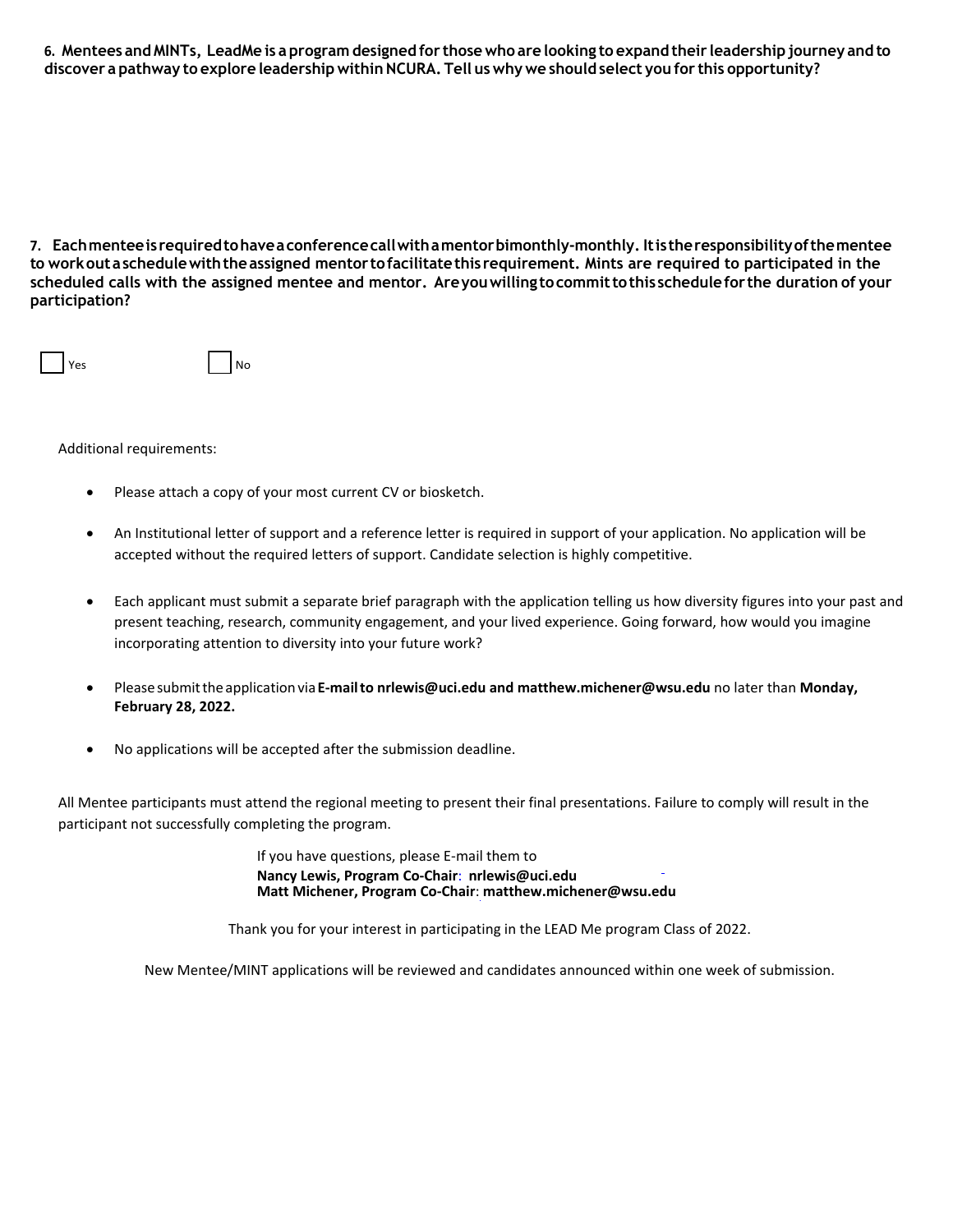**6. Mentees and MINTs, LeadMe is a program designed for those who are looking to expand their leadership journey and to discover a pathway to explore leadership within NCURA. Tell us why we should select you for this opportunity?**

**7. Each mentee is required to have a conference call with a mentor bimonthly-monthly. It is the responsibility of the mentee to work out a schedule with the assigned mentor to facilitate this requirement. Mints are required to participated in the scheduled calls with the assigned mentee and mentor. Are you willing to commit to this schedule for the duration of your participation?**

☐ Yes ☐ No

Additional requirements:

- Please attach a copy of your most current CV or biosketch.
- An Institutional letter of support and a reference letter is required in support of your application. No application will be accepted without the required letters of support. Candidate selection is highly competitive.
- Each applicant must submit a separate brief paragraph with the application telling us how diversity figures into your past and present teaching, research, community engagement, and your lived experience. Going forward, how would you imagine incorporating attention to diversity into your future work?
- Please submit the application via **E-mail to nrlewis@uci.edu and matthew.michener@wsu.edu** no later than **Monday, February 28, 2022.**
- No applications will be accepted after the submission deadline.

All Mentee participants must attend the regional meeting to present their final presentations. Failure to comply will result in the participant not successfully completing the program.

If you have questions, please E-mail them to
**Nancy Lewis, Program Co-Chair: nrlewis@uci.edu**
**Matt Michener, Program Co-Chair: matthew.michener@wsu.edu**

Thank you for your interest in participating in the LEAD Me program Class of 2022.

New Mentee/MINT applications will be reviewed and candidates announced within one week of submission.